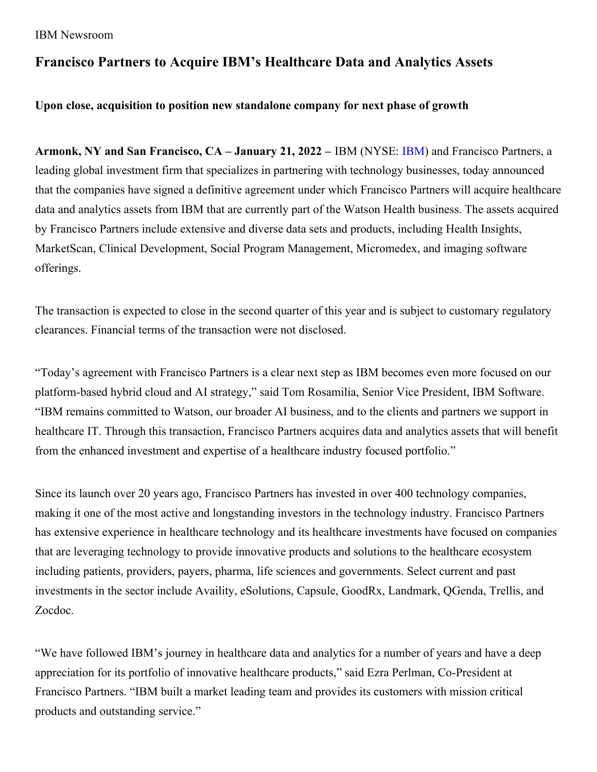IBM Newsroom

# Francisco Partners to Acquire IBM's Healthcare Data and Analytics Assets

**Upon close, acquisition to position new standalone company for next phase of growth**

**Armonk, NY and San Francisco, CA – January 21, 2022 –** IBM (NYSE: IBM) and Francisco Partners, a leading global investment firm that specializes in partnering with technology businesses, today announced that the companies have signed a definitive agreement under which Francisco Partners will acquire healthcare data and analytics assets from IBM that are currently part of the Watson Health business. The assets acquired by Francisco Partners include extensive and diverse data sets and products, including Health Insights, MarketScan, Clinical Development, Social Program Management, Micromedex, and imaging software offerings.

The transaction is expected to close in the second quarter of this year and is subject to customary regulatory clearances. Financial terms of the transaction were not disclosed.

"Today's agreement with Francisco Partners is a clear next step as IBM becomes even more focused on our platform-based hybrid cloud and AI strategy," said Tom Rosamilia, Senior Vice President, IBM Software. "IBM remains committed to Watson, our broader AI business, and to the clients and partners we support in healthcare IT. Through this transaction, Francisco Partners acquires data and analytics assets that will benefit from the enhanced investment and expertise of a healthcare industry focused portfolio."

Since its launch over 20 years ago, Francisco Partners has invested in over 400 technology companies, making it one of the most active and longstanding investors in the technology industry. Francisco Partners has extensive experience in healthcare technology and its healthcare investments have focused on companies that are leveraging technology to provide innovative products and solutions to the healthcare ecosystem including patients, providers, payers, pharma, life sciences and governments. Select current and past investments in the sector include Availity, eSolutions, Capsule, GoodRx, Landmark, QGenda, Trellis, and Zocdoc.

"We have followed IBM's journey in healthcare data and analytics for a number of years and have a deep appreciation for its portfolio of innovative healthcare products," said Ezra Perlman, Co-President at Francisco Partners. "IBM built a market leading team and provides its customers with mission critical products and outstanding service."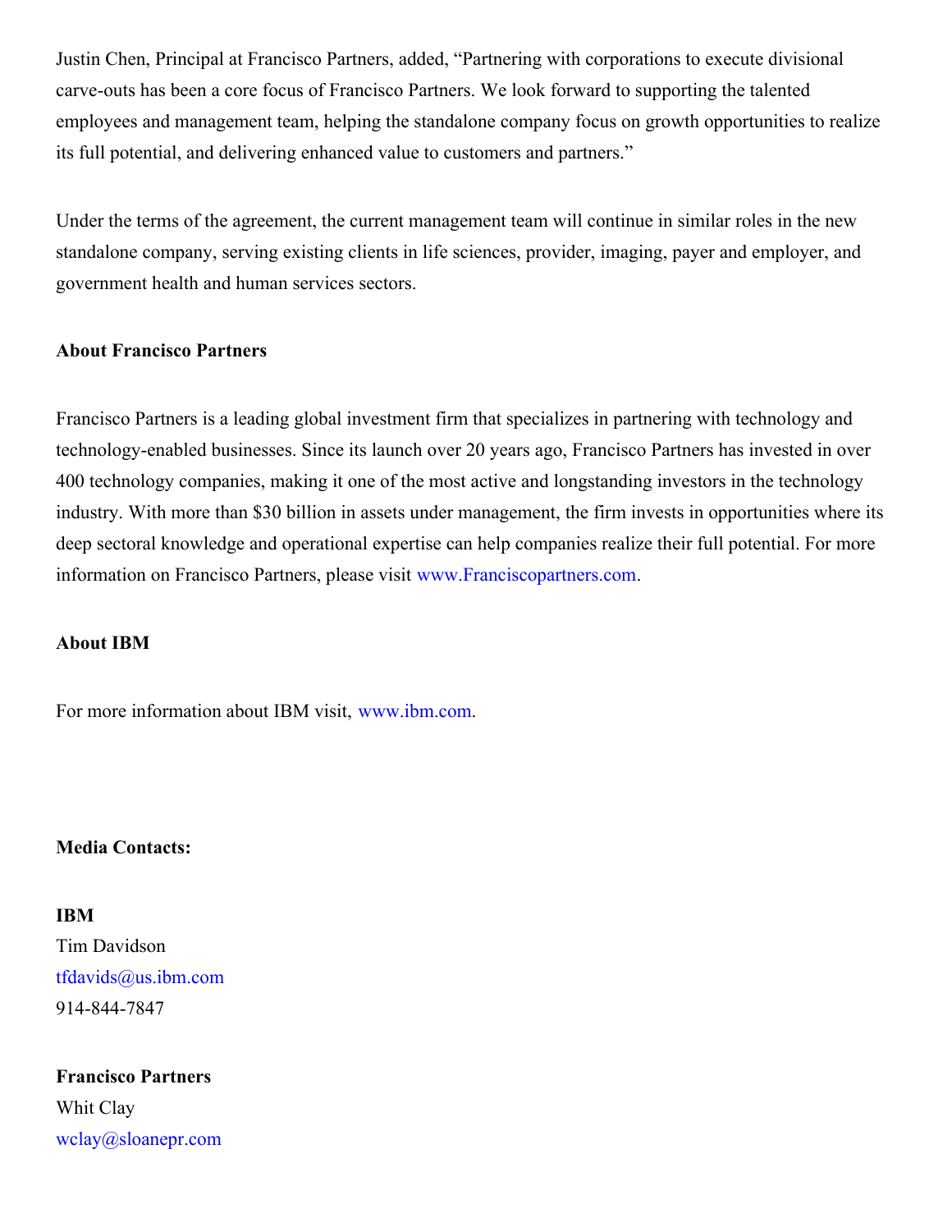Justin Chen, Principal at Francisco Partners, added, "Partnering with corporations to execute divisional carve-outs has been a core focus of Francisco Partners. We look forward to supporting the talented employees and management team, helping the standalone company focus on growth opportunities to realize its full potential, and delivering enhanced value to customers and partners."

Under the terms of the agreement, the current management team will continue in similar roles in the new standalone company, serving existing clients in life sciences, provider, imaging, payer and employer, and government health and human services sectors.

**About Francisco Partners**

Francisco Partners is a leading global investment firm that specializes in partnering with technology and technology-enabled businesses. Since its launch over 20 years ago, Francisco Partners has invested in over 400 technology companies, making it one of the most active and longstanding investors in the technology industry. With more than $30 billion in assets under management, the firm invests in opportunities where its deep sectoral knowledge and operational expertise can help companies realize their full potential. For more information on Francisco Partners, please visit www.Franciscopartners.com.

**About IBM**

For more information about IBM visit, www.ibm.com.

**Media Contacts:**

**IBM**
Tim Davidson
tfdavids@us.ibm.com
914-844-7847

**Francisco Partners**
Whit Clay
wclay@sloanepr.com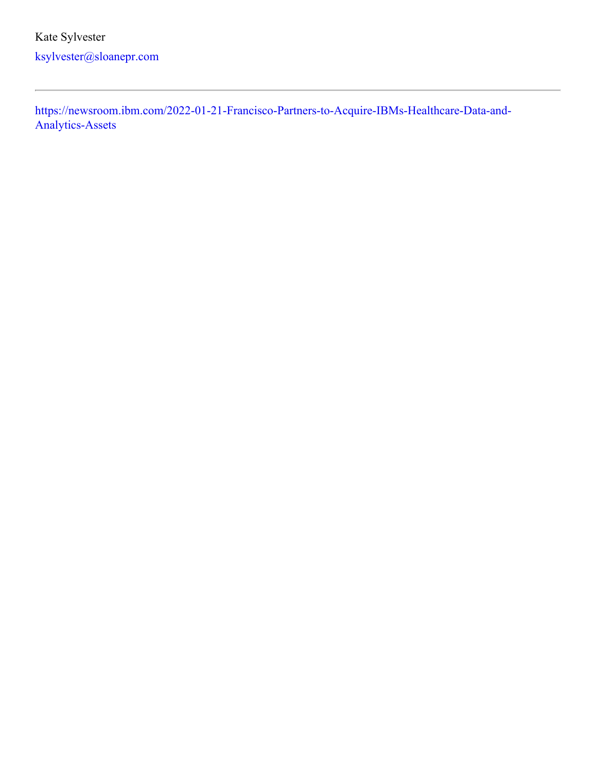Kate Sylvester

ksylvester@sloanepr.com

---

https://newsroom.ibm.com/2022-01-21-Francisco-Partners-to-Acquire-IBMs-Healthcare-Data-and-Analytics-Assets